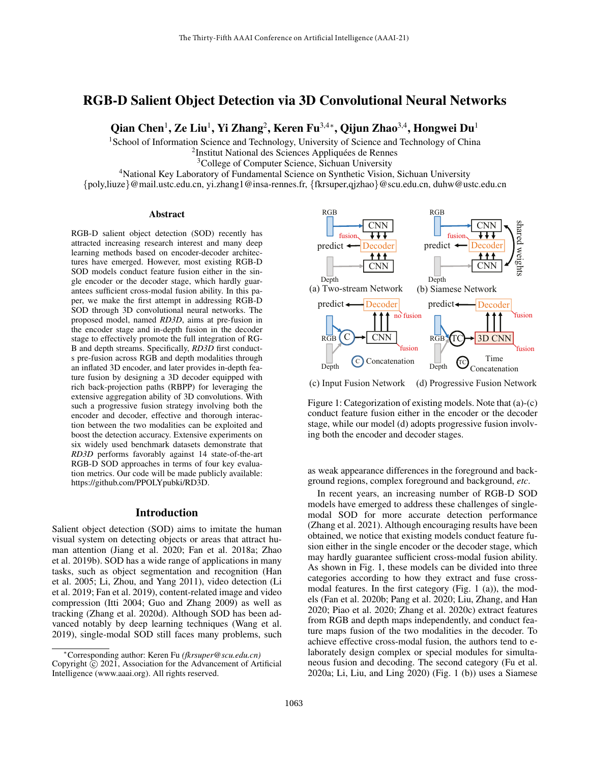# RGB-D Salient Object Detection via 3D Convolutional Neural Networks

**Qian Chen[1], Ze Liu[1], Yi Zhang[2], Keren Fu[3,4*], Qijun Zhao[3,4], Hongwei Du[1]**

[1]School of Information Science and Technology, University of Science and Technology of China
[2]Institut National des Sciences Appliquées de Rennes
[3]College of Computer Science, Sichuan University
[4]National Key Laboratory of Fundamental Science on Synthetic Vision, Sichuan University
{poly,liuze}@mail.ustc.edu.cn, yi.zhang1@insa-rennes.fr, {fkrsuper,qjzhao}@scu.edu.cn, duhw@ustc.edu.cn

## Abstract

RGB-D salient object detection (SOD) recently has attracted increasing research interest and many deep learning methods based on encoder-decoder architectures have emerged. However, most existing RGB-D SOD models conduct feature fusion either in the single encoder or the decoder stage, which hardly guarantees sufficient cross-modal fusion ability. In this paper, we make the first attempt in addressing RGB-D SOD through 3D convolutional neural networks. The proposed model, named *RD3D*, aims at pre-fusion in the encoder stage and in-depth fusion in the decoder stage to effectively promote the full integration of RGB and depth streams. Specifically, *RD3D* first conducts pre-fusion across RGB and depth modalities through an inflated 3D encoder, and later provides in-depth feature fusion by designing a 3D decoder equipped with rich back-projection paths (RBPP) for leveraging the extensive aggregation ability of 3D convolutions. With such a progressive fusion strategy involving both the encoder and decoder, effective and thorough interaction between the two modalities can be exploited and boost the detection accuracy. Extensive experiments on six widely used benchmark datasets demonstrate that *RD3D* performs favorably against 14 state-of-the-art RGB-D SOD approaches in terms of four key evaluation metrics. Our code will be made publicly available: https://github.com/PPOLYpubki/RD3D.

## Introduction

Salient object detection (SOD) aims to imitate the human visual system on detecting objects or areas that attract human attention (Jiang et al. 2020; Fan et al. 2018a; Zhao et al. 2019b). SOD has a wide range of applications in many tasks, such as object segmentation and recognition (Han et al. 2005; Li, Zhou, and Yang 2011), video detection (Li et al. 2019; Fan et al. 2019), content-related image and video compression (Itti 2004; Guo and Zhang 2009) as well as tracking (Zhang et al. 2020d). Although SOD has been advanced notably by deep learning techniques (Wang et al. 2019), single-modal SOD still faces many problems, such as weak appearance differences in the foreground and background regions, complex foreground and background, *etc.*

Figure 1: Categorization of existing models. Note that (a)-(c) conduct feature fusion either in the encoder or the decoder stage, while our model (d) adopts progressive fusion involving both the encoder and decoder stages.

In recent years, an increasing number of RGB-D SOD models have emerged to address these challenges of single-modal SOD for more accurate detection performance (Zhang et al. 2021). Although encouraging results have been obtained, we notice that existing models conduct feature fusion either in the single encoder or the decoder stage, which may hardly guarantee sufficient cross-modal fusion ability. As shown in Fig. 1, these models can be divided into three categories according to how they extract and fuse cross-modal features. In the first category (Fig. 1 (a)), the models (Fan et al. 2020b; Pang et al. 2020; Liu, Zhang, and Han 2020; Piao et al. 2020; Zhang et al. 2020c) extract features from RGB and depth maps independently, and conduct feature maps fusion of the two modalities in the decoder. To achieve effective cross-modal fusion, the authors tend to elaborately design complex or special modules for simultaneous fusion and decoding. The second category (Fu et al. 2020a; Li, Liu, and Ling 2020) (Fig. 1 (b)) uses a Siamese

---

[*]Corresponding author: Keren Fu (*fkrsuper@scu.edu.cn*)
Copyright © 2021, Association for the Advancement of Artificial Intelligence (www.aaai.org). All rights reserved.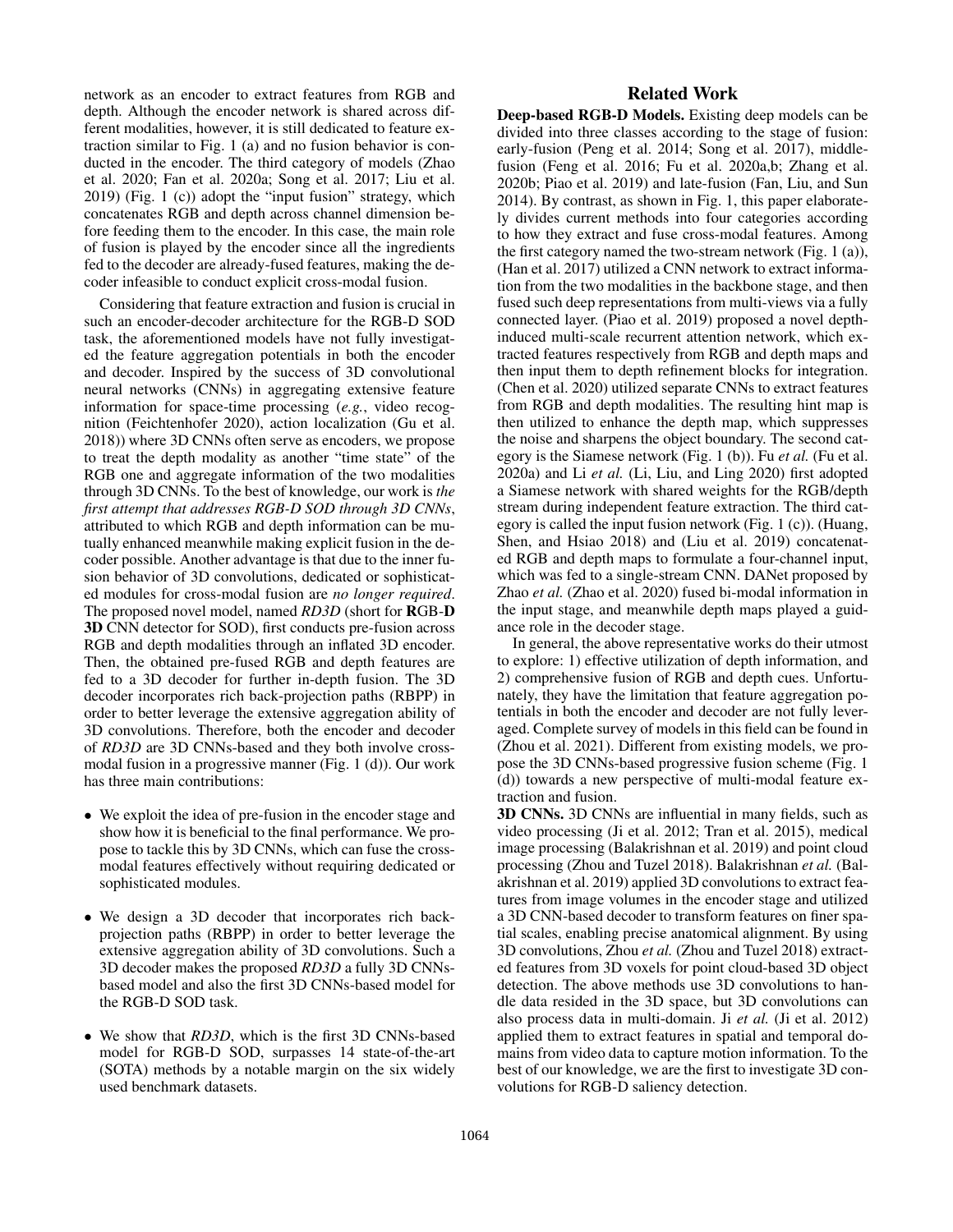network as an encoder to extract features from RGB and depth. Although the encoder network is shared across different modalities, however, it is still dedicated to feature extraction similar to Fig. 1 (a) and no fusion behavior is conducted in the encoder. The third category of models (Zhao et al. 2020; Fan et al. 2020a; Song et al. 2017; Liu et al. 2019) (Fig. 1 (c)) adopt the "input fusion" strategy, which concatenates RGB and depth across channel dimension before feeding them to the encoder. In this case, the main role of fusion is played by the encoder since all the ingredients fed to the decoder are already-fused features, making the decoder infeasible to conduct explicit cross-modal fusion.

Considering that feature extraction and fusion is crucial in such an encoder-decoder architecture for the RGB-D SOD task, the aforementioned models have not fully investigated the feature aggregation potentials in both the encoder and decoder. Inspired by the success of 3D convolutional neural networks (CNNs) in aggregating extensive feature information for space-time processing (*e.g.*, video recognition (Feichtenhofer 2020), action localization (Gu et al. 2018)) where 3D CNNs often serve as encoders, we propose to treat the depth modality as another "time state" of the RGB one and aggregate information of the two modalities through 3D CNNs. To the best of knowledge, our work is *the first attempt that addresses RGB-D SOD through 3D CNNs*, attributed to which RGB and depth information can be mutually enhanced meanwhile making explicit fusion in the decoder possible. Another advantage is that due to the inner fusion behavior of 3D convolutions, dedicated or sophisticated modules for cross-modal fusion are *no longer required*. The proposed novel model, named *RD3D* (short for **R**GB-**D** **3D** CNN detector for SOD), first conducts pre-fusion across RGB and depth modalities through an inflated 3D encoder. Then, the obtained pre-fused RGB and depth features are fed to a 3D decoder for further in-depth fusion. The 3D decoder incorporates rich back-projection paths (RBPP) in order to better leverage the extensive aggregation ability of 3D convolutions. Therefore, both the encoder and decoder of *RD3D* are 3D CNNs-based and they both involve cross-modal fusion in a progressive manner (Fig. 1 (d)). Our work has three main contributions:

- We exploit the idea of pre-fusion in the encoder stage and show how it is beneficial to the final performance. We propose to tackle this by 3D CNNs, which can fuse the cross-modal features effectively without requiring dedicated or sophisticated modules.
- We design a 3D decoder that incorporates rich back-projection paths (RBPP) in order to better leverage the extensive aggregation ability of 3D convolutions. Such a 3D decoder makes the proposed *RD3D* a fully 3D CNNs-based model and also the first 3D CNNs-based model for the RGB-D SOD task.
- We show that *RD3D*, which is the first 3D CNNs-based model for RGB-D SOD, surpasses 14 state-of-the-art (SOTA) methods by a notable margin on the six widely used benchmark datasets.

## Related Work

**Deep-based RGB-D Models.** Existing deep models can be divided into three classes according to the stage of fusion: early-fusion (Peng et al. 2014; Song et al. 2017), middle-fusion (Feng et al. 2016; Fu et al. 2020a,b; Zhang et al. 2020b; Piao et al. 2019) and late-fusion (Fan, Liu, and Sun 2014). By contrast, as shown in Fig. 1, this paper elaborately divides current methods into four categories according to how they extract and fuse cross-modal features. Among the first category named the two-stream network (Fig. 1 (a)), (Han et al. 2017) utilized a CNN network to extract information from the two modalities in the backbone stage, and then fused such deep representations from multi-views via a fully connected layer. (Piao et al. 2019) proposed a novel depth-induced multi-scale recurrent attention network, which extracted features respectively from RGB and depth maps and then input them to depth refinement blocks for integration. (Chen et al. 2020) utilized separate CNNs to extract features from RGB and depth modalities. The resulting hint map is then utilized to enhance the depth map, which suppresses the noise and sharpens the object boundary. The second category is the Siamese network (Fig. 1 (b)). Fu *et al.* (Fu et al. 2020a) and Li *et al.* (Li, Liu, and Ling 2020) first adopted a Siamese network with shared weights for the RGB/depth stream during independent feature extraction. The third category is called the input fusion network (Fig. 1 (c)). (Huang, Shen, and Hsiao 2018) and (Liu et al. 2019) concatenated RGB and depth maps to formulate a four-channel input, which was fed to a single-stream CNN. DANet proposed by Zhao *et al.* (Zhao et al. 2020) fused bi-modal information in the input stage, and meanwhile depth maps played a guidance role in the decoder stage.

In general, the above representative works do their utmost to explore: 1) effective utilization of depth information, and 2) comprehensive fusion of RGB and depth cues. Unfortunately, they have the limitation that feature aggregation potentials in both the encoder and decoder are not fully leveraged. Complete survey of models in this field can be found in (Zhou et al. 2021). Different from existing models, we propose the 3D CNNs-based progressive fusion scheme (Fig. 1 (d)) towards a new perspective of multi-modal feature extraction and fusion.

**3D CNNs.** 3D CNNs are influential in many fields, such as video processing (Ji et al. 2012; Tran et al. 2015), medical image processing (Balakrishnan et al. 2019) and point cloud processing (Zhou and Tuzel 2018). Balakrishnan *et al.* (Balakrishnan et al. 2019) applied 3D convolutions to extract features from image volumes in the encoder stage and utilized a 3D CNN-based decoder to transform features on finer spatial scales, enabling precise anatomical alignment. By using 3D convolutions, Zhou *et al.* (Zhou and Tuzel 2018) extracted features from 3D voxels for point cloud-based 3D object detection. The above methods use 3D convolutions to handle data resided in the 3D space, but 3D convolutions can also process data in multi-domain. Ji *et al.* (Ji et al. 2012) applied them to extract features in spatial and temporal domains from video data to capture motion information. To the best of our knowledge, we are the first to investigate 3D convolutions for RGB-D saliency detection.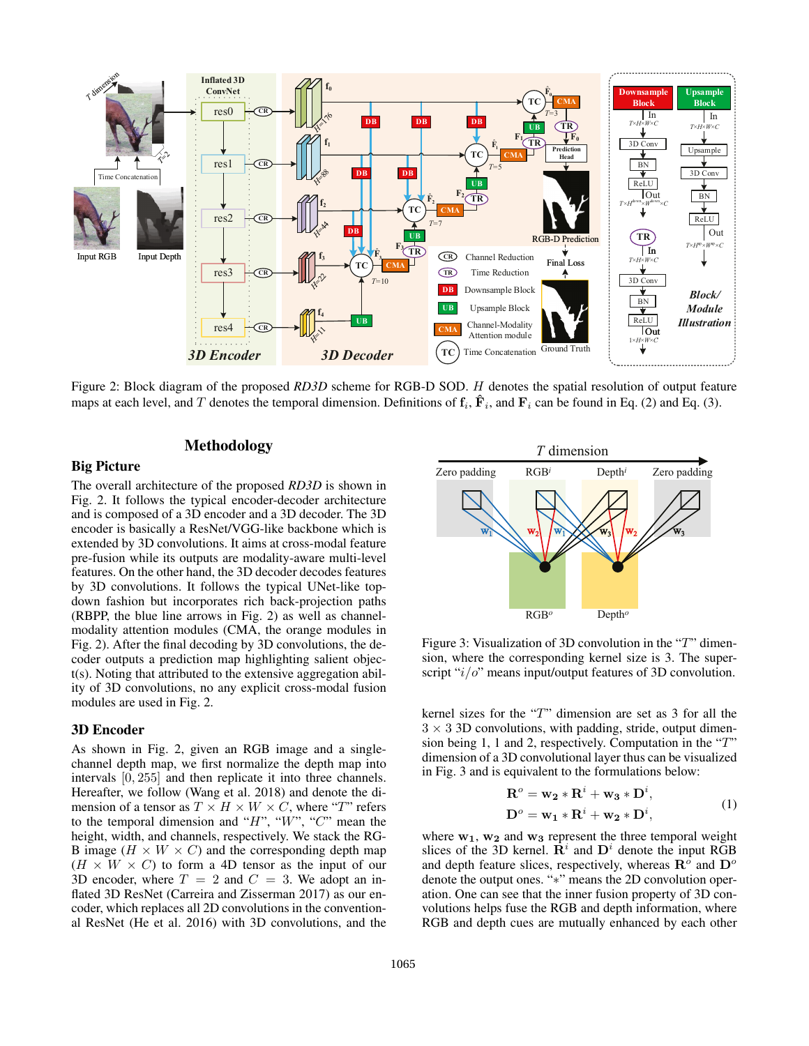Figure 2: Block diagram of the proposed *RD3D* scheme for RGB-D SOD. $H$ denotes the spatial resolution of output feature maps at each level, and $T$ denotes the temporal dimension. Definitions of $\mathbf{f}_i$, $\hat{\mathbf{F}}_i$, and $\mathbf{F}_i$ can be found in Eq. (2) and Eq. (3).

## Methodology

### Big Picture

The overall architecture of the proposed *RD3D* is shown in Fig. 2. It follows the typical encoder-decoder architecture and is composed of a 3D encoder and a 3D decoder. The 3D encoder is basically a ResNet/VGG-like backbone which is extended by 3D convolutions. It aims at cross-modal feature pre-fusion while its outputs are modality-aware multi-level features. On the other hand, the 3D decoder decodes features by 3D convolutions. It follows the typical UNet-like top-down fashion but incorporates rich back-projection paths (RBPP, the blue line arrows in Fig. 2) as well as channel-modality attention modules (CMA, the orange modules in Fig. 2). After the final decoding by 3D convolutions, the decoder outputs a prediction map highlighting salient object(s). Noting that attributed to the extensive aggregation ability of 3D convolutions, no any explicit cross-modal fusion modules are used in Fig. 2.

### 3D Encoder

As shown in Fig. 2, given an RGB image and a single-channel depth map, we first normalize the depth map into intervals $[0, 255]$ and then replicate it into three channels. Hereafter, we follow (Wang et al. 2018) and denote the dimension of a tensor as $T \times H \times W \times C$, where "$T$" refers to the temporal dimension and "$H$", "$W$", "$C$" mean the height, width, and channels, respectively. We stack the RGB image ($H \times W \times C$) and the corresponding depth map ($H \times W \times C$) to form a 4D tensor as the input of our 3D encoder, where $T = 2$ and $C = 3$. We adopt an inflated 3D ResNet (Carreira and Zisserman 2017) as our encoder, which replaces all 2D convolutions in the conventional ResNet (He et al. 2016) with 3D convolutions, and the kernel sizes for the "$T$" dimension are set as 3 for all the $3 \times 3$ 3D convolutions, with padding, stride, output dimension being 1, 1 and 2, respectively. Computation in the "$T$" dimension of a 3D convolutional layer thus can be visualized in Fig. 3 and is equivalent to the formulations below:

Figure 3: Visualization of 3D convolution in the "$T$" dimension, where the corresponding kernel size is 3. The superscript "$i/o$" means input/output features of 3D convolution.

$$
\begin{aligned}
\mathbf{R}^o &= \mathbf{w_2} * \mathbf{R}^i + \mathbf{w_3} * \mathbf{D}^i, \\
\mathbf{D}^o &= \mathbf{w_1} * \mathbf{R}^i + \mathbf{w_2} * \mathbf{D}^i,
\end{aligned}
\tag{1}
$$

where $\mathbf{w_1}$, $\mathbf{w_2}$ and $\mathbf{w_3}$ represent the three temporal weight slices of the 3D kernel. $\mathbf{R}^i$ and $\mathbf{D}^i$ denote the input RGB and depth feature slices, respectively, whereas $\mathbf{R}^o$ and $\mathbf{D}^o$ denote the output ones. "$*$" means the 2D convolution operation. One can see that the inner fusion property of 3D convolutions helps fuse the RGB and depth information, where RGB and depth cues are mutually enhanced by each other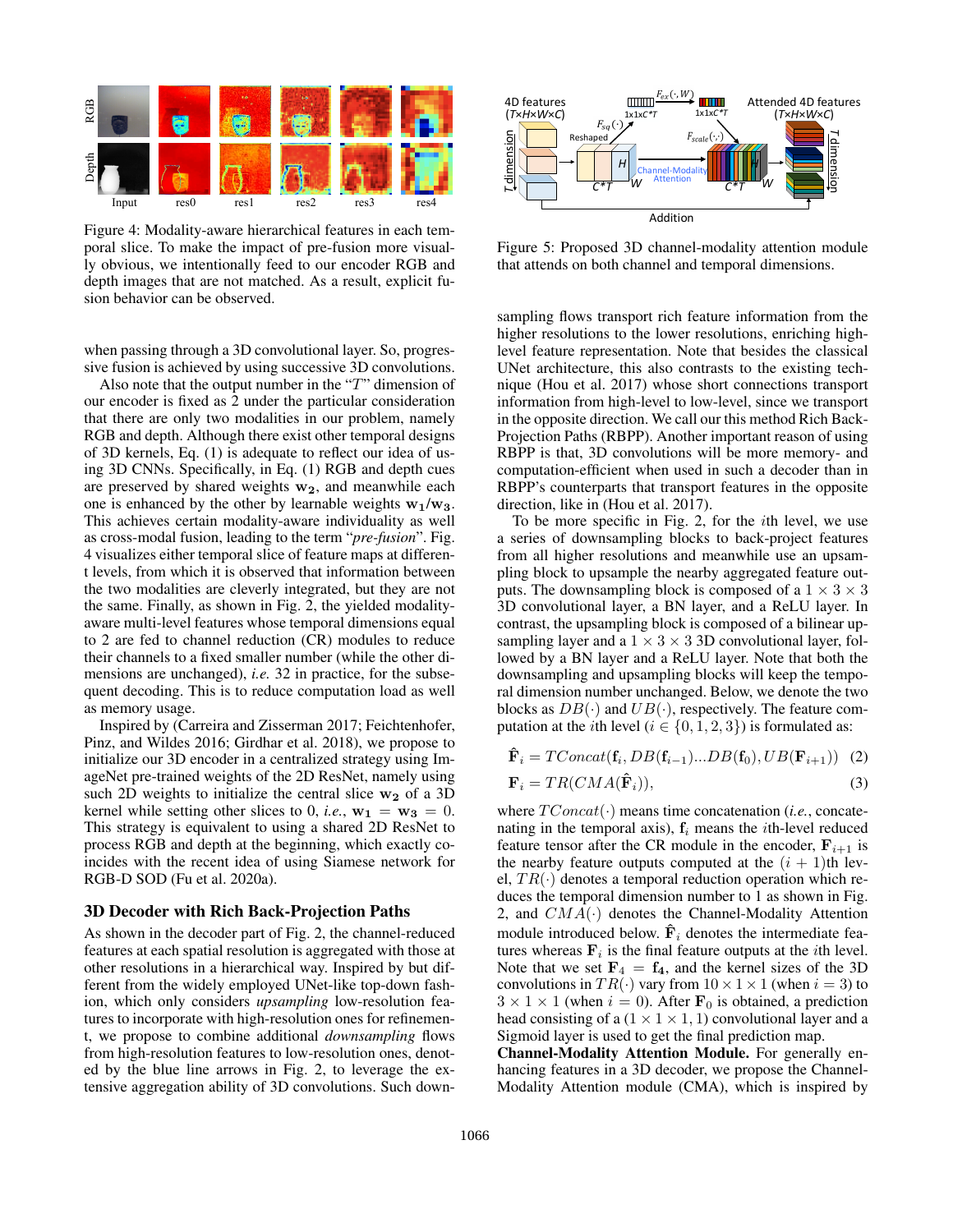Figure 4: Modality-aware hierarchical features in each temporal slice. To make the impact of pre-fusion more visually obvious, we intentionally feed to our encoder RGB and depth images that are not matched. As a result, explicit fusion behavior can be observed.

when passing through a 3D convolutional layer. So, progressive fusion is achieved by using successive 3D convolutions.

Also note that the output number in the "$T$" dimension of our encoder is fixed as 2 under the particular consideration that there are only two modalities in our problem, namely RGB and depth. Although there exist other temporal designs of 3D kernels, Eq. (1) is adequate to reflect our idea of using 3D CNNs. Specifically, in Eq. (1) RGB and depth cues are preserved by shared weights $\mathbf{w_2}$, and meanwhile each one is enhanced by the other by learnable weights $\mathbf{w_1}/\mathbf{w_3}$. This achieves certain modality-aware individuality as well as cross-modal fusion, leading to the term "*pre-fusion*". Fig. 4 visualizes either temporal slice of feature maps at different levels, from which it is observed that information between the two modalities are cleverly integrated, but they are not the same. Finally, as shown in Fig. 2, the yielded modality-aware multi-level features whose temporal dimensions equal to 2 are fed to channel reduction (CR) modules to reduce their channels to a fixed smaller number (while the other dimensions are unchanged), *i.e.* 32 in practice, for the subsequent decoding. This is to reduce computation load as well as memory usage.

Inspired by (Carreira and Zisserman 2017; Feichtenhofer, Pinz, and Wildes 2016; Girdhar et al. 2018), we propose to initialize our 3D encoder in a centralized strategy using ImageNet pre-trained weights of the 2D ResNet, namely using such 2D weights to initialize the central slice $\mathbf{w_2}$ of a 3D kernel while setting other slices to 0, *i.e.*, $\mathbf{w_1} = \mathbf{w_3} = 0$. This strategy is equivalent to using a shared 2D ResNet to process RGB and depth at the beginning, which exactly coincides with the recent idea of using Siamese network for RGB-D SOD (Fu et al. 2020a).

## 3D Decoder with Rich Back-Projection Paths

As shown in the decoder part of Fig. 2, the channel-reduced features at each spatial resolution is aggregated with those at other resolutions in a hierarchical way. Inspired by but different from the widely employed UNet-like top-down fashion, which only considers *upsampling* low-resolution features to incorporate with high-resolution ones for refinement, we propose to combine additional *downsampling* flows from high-resolution features to low-resolution ones, denoted by the blue line arrows in Fig. 2, to leverage the extensive aggregation ability of 3D convolutions. Such down-

Figure 5: Proposed 3D channel-modality attention module that attends on both channel and temporal dimensions.

sampling flows transport rich feature information from the higher resolutions to the lower resolutions, enriching high-level feature representation. Note that besides the classical UNet architecture, this also contrasts to the existing technique (Hou et al. 2017) whose short connections transport information from high-level to low-level, since we transport in the opposite direction. We call our this method Rich Back-Projection Paths (RBPP). Another important reason of using RBPP is that, 3D convolutions will be more memory- and computation-efficient when used in such a decoder than in RBPP's counterparts that transport features in the opposite direction, like in (Hou et al. 2017).

To be more specific in Fig. 2, for the $i$th level, we use a series of downsampling blocks to back-project features from all higher resolutions and meanwhile use an upsampling block to upsample the nearby aggregated feature outputs. The downsampling block is composed of a $1 \times 3 \times 3$ 3D convolutional layer, a BN layer, and a ReLU layer. In contrast, the upsampling block is composed of a bilinear upsampling layer and a $1 \times 3 \times 3$ 3D convolutional layer, followed by a BN layer and a ReLU layer. Note that both the downsampling and upsampling blocks will keep the temporal dimension number unchanged. Below, we denote the two blocks as $DB(\cdot)$ and $UB(\cdot)$, respectively. The feature computation at the $i$th level ($i \in \{0, 1, 2, 3\}$) is formulated as:

$$\hat{\mathbf{F}}_i = TConcat(\mathbf{f}_i, DB(\mathbf{f}_{i-1})...DB(\mathbf{f}_0), UB(\mathbf{F}_{i+1})) \quad (2)$$

$$\mathbf{F}_i = TR(CMA(\hat{\mathbf{F}}_i)), \quad (3)$$

where $TConcat(\cdot)$ means time concatenation (*i.e.*, concatenating in the temporal axis), $\mathbf{f}_i$ means the $i$th-level reduced feature tensor after the CR module in the encoder, $\mathbf{F}_{i+1}$ is the nearby feature outputs computed at the $(i+1)$th level, $TR(\cdot)$ denotes a temporal reduction operation which reduces the temporal dimension number to 1 as shown in Fig. 2, and $CMA(\cdot)$ denotes the Channel-Modality Attention module introduced below. $\hat{\mathbf{F}}_i$ denotes the intermediate features whereas $\mathbf{F}_i$ is the final feature outputs at the $i$th level. Note that we set $\mathbf{F}_4 = \mathbf{f_4}$, and the kernel sizes of the 3D convolutions in $TR(\cdot)$ vary from $10 \times 1 \times 1$ (when $i = 3$) to $3 \times 1 \times 1$ (when $i = 0$). After $\mathbf{F}_0$ is obtained, a prediction head consisting of a $(1 \times 1 \times 1, 1)$ convolutional layer and a Sigmoid layer is used to get the final prediction map.

**Channel-Modality Attention Module.** For generally enhancing features in a 3D decoder, we propose the Channel-Modality Attention module (CMA), which is inspired by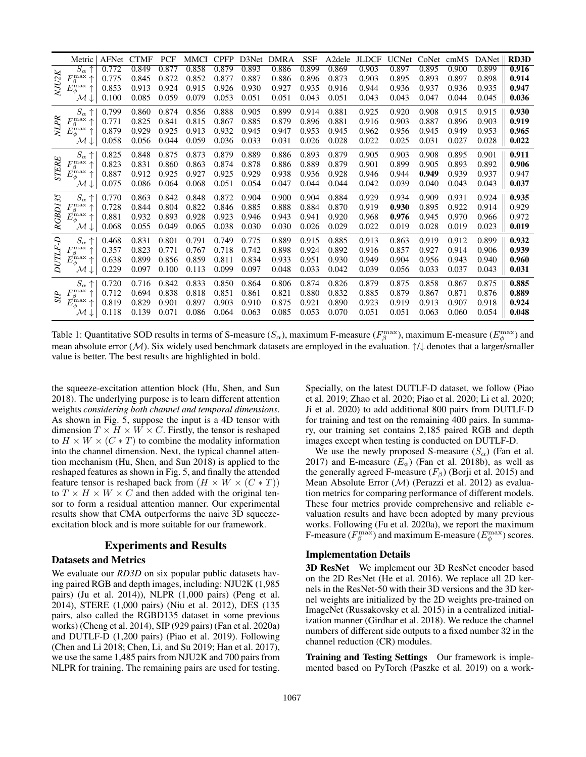| | Metric | AFNet | CTMF | PCF | MMCI | CPFP | D3Net | DMRA | SSF | A2dele | JLDCF | UCNet | CoNet | cmMS | DANet | RD3D |
|---|---|---|---|---|---|---|---|---|---|---|---|---|---|---|---|---|
| *NJU2K* | $S_\alpha \uparrow$ | 0.772 | 0.849 | 0.877 | 0.858 | 0.879 | 0.893 | 0.886 | 0.899 | 0.869 | 0.903 | 0.897 | 0.895 | 0.900 | 0.899 | **0.916** |
| | $F_\beta^{\max} \uparrow$ | 0.775 | 0.845 | 0.872 | 0.852 | 0.877 | 0.887 | 0.886 | 0.896 | 0.873 | 0.903 | 0.895 | 0.893 | 0.897 | 0.898 | **0.914** |
| | $E_\phi^{\max} \uparrow$ | 0.853 | 0.913 | 0.924 | 0.915 | 0.926 | 0.930 | 0.927 | 0.935 | 0.916 | 0.944 | 0.936 | 0.937 | 0.936 | 0.935 | **0.947** |
| | $\mathcal{M} \downarrow$ | 0.100 | 0.085 | 0.059 | 0.079 | 0.053 | 0.051 | 0.051 | 0.043 | 0.051 | 0.043 | 0.043 | 0.047 | 0.044 | 0.045 | **0.036** |
| *NLPR* | $S_\alpha \uparrow$ | 0.799 | 0.860 | 0.874 | 0.856 | 0.888 | 0.905 | 0.899 | 0.914 | 0.881 | 0.925 | 0.920 | 0.908 | 0.915 | 0.915 | **0.930** |
| | $F_\beta^{\max} \uparrow$ | 0.771 | 0.825 | 0.841 | 0.815 | 0.867 | 0.885 | 0.879 | 0.896 | 0.881 | 0.916 | 0.903 | 0.887 | 0.896 | 0.903 | **0.919** |
| | $E_\phi^{\max} \uparrow$ | 0.879 | 0.929 | 0.925 | 0.913 | 0.932 | 0.945 | 0.947 | 0.953 | 0.945 | 0.962 | 0.956 | 0.945 | 0.949 | 0.953 | **0.965** |
| | $\mathcal{M} \downarrow$ | 0.058 | 0.056 | 0.044 | 0.059 | 0.036 | 0.033 | 0.031 | 0.026 | 0.028 | 0.022 | 0.025 | 0.031 | 0.027 | 0.028 | **0.022** |
| *STERE* | $S_\alpha \uparrow$ | 0.825 | 0.848 | 0.875 | 0.873 | 0.879 | 0.889 | 0.886 | 0.893 | 0.879 | 0.905 | 0.903 | 0.908 | 0.895 | 0.901 | **0.911** |
| | $F_\beta^{\max} \uparrow$ | 0.823 | 0.831 | 0.860 | 0.863 | 0.874 | 0.878 | 0.886 | 0.889 | 0.879 | 0.901 | 0.899 | 0.905 | 0.893 | 0.892 | **0.906** |
| | $E_\phi^{\max} \uparrow$ | 0.887 | 0.912 | 0.925 | 0.927 | 0.925 | 0.929 | 0.938 | 0.936 | 0.928 | 0.946 | 0.944 | **0.949** | 0.939 | 0.937 | 0.947 |
| | $\mathcal{M} \downarrow$ | 0.075 | 0.086 | 0.064 | 0.068 | 0.051 | 0.054 | 0.047 | 0.044 | 0.044 | 0.042 | 0.039 | 0.040 | 0.043 | 0.043 | **0.037** |
| *RGBD135* | $S_\alpha \uparrow$ | 0.770 | 0.863 | 0.842 | 0.848 | 0.872 | 0.904 | 0.900 | 0.904 | 0.884 | 0.929 | 0.934 | 0.909 | 0.931 | 0.924 | **0.935** |
| | $F_\beta^{\max} \uparrow$ | 0.728 | 0.844 | 0.804 | 0.822 | 0.846 | 0.885 | 0.888 | 0.884 | 0.870 | 0.919 | **0.930** | 0.895 | 0.922 | 0.914 | 0.929 |
| | $E_\phi^{\max} \uparrow$ | 0.881 | 0.932 | 0.893 | 0.928 | 0.923 | 0.946 | 0.943 | 0.941 | 0.920 | 0.968 | **0.976** | 0.945 | 0.970 | 0.966 | 0.972 |
| | $\mathcal{M} \downarrow$ | 0.068 | 0.055 | 0.049 | 0.065 | 0.038 | 0.030 | 0.030 | 0.026 | 0.029 | 0.022 | 0.019 | 0.028 | 0.019 | 0.023 | **0.019** |
| *DUTLF-D* | $S_\alpha \uparrow$ | 0.468 | 0.831 | 0.801 | 0.791 | 0.749 | 0.775 | 0.889 | 0.915 | 0.885 | 0.913 | 0.863 | 0.919 | 0.912 | 0.899 | **0.932** |
| | $F_\beta^{\max} \uparrow$ | 0.357 | 0.823 | 0.771 | 0.767 | 0.718 | 0.742 | 0.898 | 0.924 | 0.892 | 0.916 | 0.857 | 0.927 | 0.914 | 0.906 | **0.939** |
| | $E_\phi^{\max} \uparrow$ | 0.638 | 0.899 | 0.856 | 0.859 | 0.811 | 0.834 | 0.933 | 0.951 | 0.930 | 0.949 | 0.904 | 0.956 | 0.943 | 0.940 | **0.960** |
| | $\mathcal{M} \downarrow$ | 0.229 | 0.097 | 0.100 | 0.113 | 0.099 | 0.097 | 0.048 | 0.033 | 0.042 | 0.039 | 0.056 | 0.033 | 0.037 | 0.043 | **0.031** |
| *SIP* | $S_\alpha \uparrow$ | 0.720 | 0.716 | 0.842 | 0.833 | 0.850 | 0.864 | 0.806 | 0.874 | 0.826 | 0.879 | 0.875 | 0.858 | 0.867 | 0.875 | **0.885** |
| | $F_\beta^{\max} \uparrow$ | 0.712 | 0.694 | 0.838 | 0.818 | 0.851 | 0.861 | 0.821 | 0.880 | 0.832 | 0.885 | 0.879 | 0.867 | 0.871 | 0.876 | **0.889** |
| | $E_\phi^{\max} \uparrow$ | 0.819 | 0.829 | 0.901 | 0.897 | 0.903 | 0.910 | 0.875 | 0.921 | 0.890 | 0.923 | 0.919 | 0.913 | 0.907 | 0.918 | **0.924** |
| | $\mathcal{M} \downarrow$ | 0.118 | 0.139 | 0.071 | 0.086 | 0.064 | 0.063 | 0.085 | 0.053 | 0.070 | 0.051 | 0.051 | 0.063 | 0.060 | 0.054 | **0.048** |

Table 1: Quantitative SOD results in terms of S-measure ($S_\alpha$), maximum F-measure ($F_\beta^{\max}$), maximum E-measure ($E_\phi^{\max}$) and mean absolute error ($\mathcal{M}$). Six widely used benchmark datasets are employed in the evaluation. ↑/↓ denotes that a larger/smaller value is better. The best results are highlighted in bold.

the squeeze-excitation attention block (Hu, Shen, and Sun 2018). The underlying purpose is to learn different attention weights *considering both channel and temporal dimensions*. As shown in Fig. 5, suppose the input is a 4D tensor with dimension $T \times H \times W \times C$. Firstly, the tensor is reshaped to $H \times W \times (C * T)$ to combine the modality information into the channel dimension. Next, the typical channel attention mechanism (Hu, Shen, and Sun 2018) is applied to the reshaped features as shown in Fig. 5, and finally the attended feature tensor is reshaped back from $(H \times W \times (C * T))$ to $T \times H \times W \times C$ and then added with the original tensor to form a residual attention manner. Our experimental results show that CMA outperforms the naive 3D squeeze-excitation block and is more suitable for our framework.

## Experiments and Results

### Datasets and Metrics

We evaluate our *RD3D* on six popular public datasets having paired RGB and depth images, including: NJU2K (1,985 pairs) (Ju et al. 2014)), NLPR (1,000 pairs) (Peng et al. 2014), STERE (1,000 pairs) (Niu et al. 2012), DES (135 pairs, also called the RGBD135 dataset in some previous works) (Cheng et al. 2014), SIP (929 pairs) (Fan et al. 2020a) and DUTLF-D (1,200 pairs) (Piao et al. 2019). Following (Chen and Li 2018; Chen, Li, and Su 2019; Han et al. 2017), we use the same 1,485 pairs from NJU2K and 700 pairs from NLPR for training. The remaining pairs are used for testing. Specially, on the latest DUTLF-D dataset, we follow (Piao et al. 2019; Zhao et al. 2020; Piao et al. 2020; Li et al. 2020; Ji et al. 2020) to add additional 800 pairs from DUTLF-D for training and test on the remaining 400 pairs. In summary, our training set contains 2,185 paired RGB and depth images except when testing is conducted on DUTLF-D.

We use the newly proposed S-measure ($S_\alpha$) (Fan et al. 2017) and E-measure ($E_\phi$) (Fan et al. 2018b), as well as the generally agreed F-measure ($F_\beta$) (Borji et al. 2015) and Mean Absolute Error ($\mathcal{M}$) (Perazzi et al. 2012) as evaluation metrics for comparing performance of different models. These four metrics provide comprehensive and reliable evaluation results and have been adopted by many previous works. Following (Fu et al. 2020a), we report the maximum F-measure ($F_\beta^{\max}$) and maximum E-measure ($E_\phi^{\max}$) scores.

### Implementation Details

**3D ResNet** We implement our 3D ResNet encoder based on the 2D ResNet (He et al. 2016). We replace all 2D kernels in the ResNet-50 with their 3D versions and the 3D kernel weights are initialized by the 2D weights pre-trained on ImageNet (Russakovsky et al. 2015) in a centralized initialization manner (Girdhar et al. 2018). We reduce the channel numbers of different side outputs to a fixed number 32 in the channel reduction (CR) modules.

**Training and Testing Settings** Our framework is implemented based on PyTorch (Paszke et al. 2019) on a work-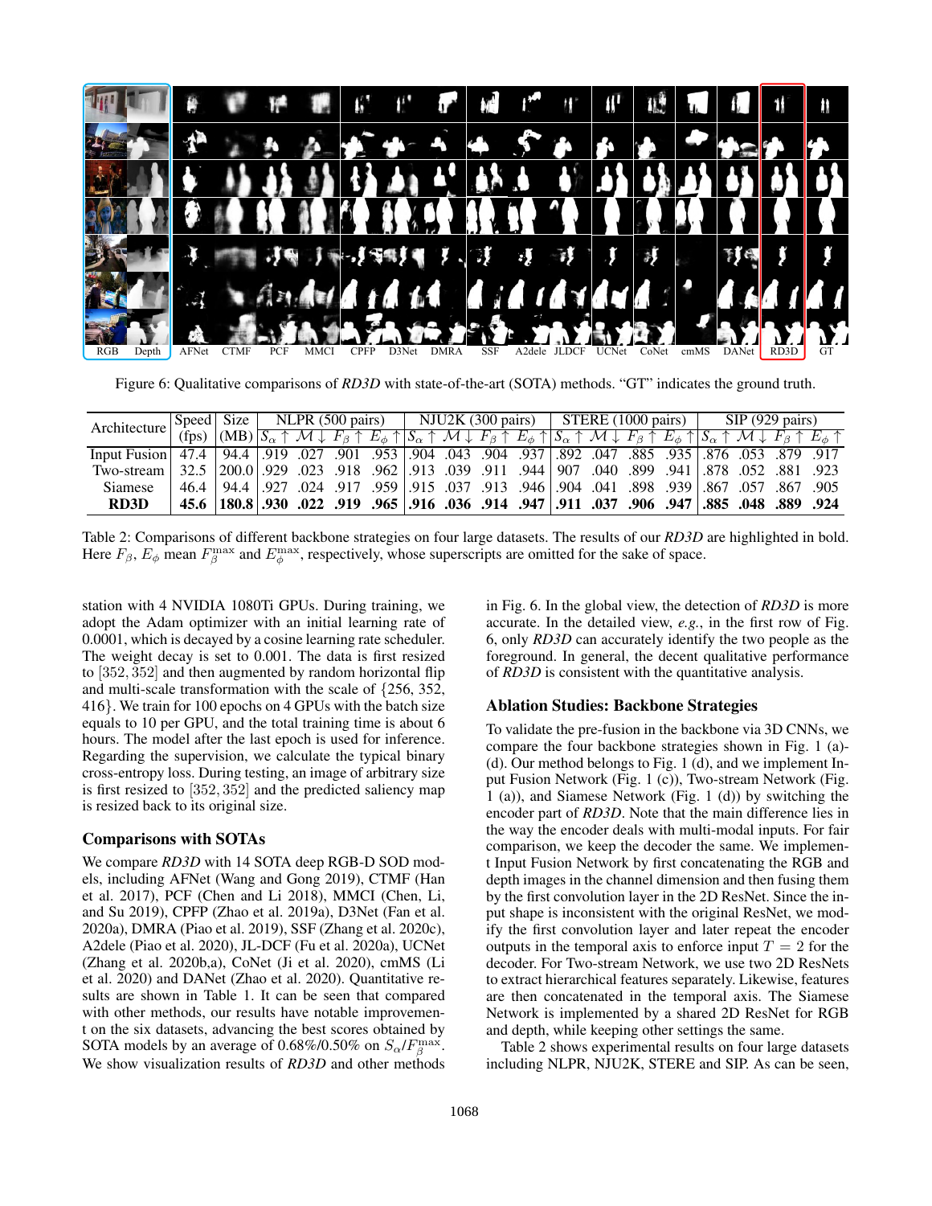Figure 6: Qualitative comparisons of *RD3D* with state-of-the-art (SOTA) methods. "GT" indicates the ground truth.

| Architecture | Speed (fps) | Size (MB) | NLPR (500 pairs) | | | | NJU2K (300 pairs) | | | | STERE (1000 pairs) | | | | SIP (929 pairs) | | | |
|---|---|---|---|---|---|---|---|---|---|---|---|---|---|---|---|---|---|---|
| | | | $S_\alpha \uparrow$ | $\mathcal{M} \downarrow$ | $F_\beta \uparrow$ | $E_\phi \uparrow$ | $S_\alpha \uparrow$ | $\mathcal{M} \downarrow$ | $F_\beta \uparrow$ | $E_\phi \uparrow$ | $S_\alpha \uparrow$ | $\mathcal{M} \downarrow$ | $F_\beta \uparrow$ | $E_\phi \uparrow$ | $S_\alpha \uparrow$ | $\mathcal{M} \downarrow$ | $F_\beta \uparrow$ | $E_\phi \uparrow$ |
| Input Fusion | 47.4 | 94.4 | .919 | .027 | .901 | .953 | .904 | .043 | .904 | .937 | .892 | .047 | .885 | .935 | .876 | .053 | .879 | .917 |
| Two-stream | 32.5 | 200.0 | .929 | .023 | .918 | .962 | .913 | .039 | .911 | .944 | 907 | .040 | .899 | .941 | .878 | .052 | .881 | .923 |
| Siamese | 46.4 | 94.4 | .927 | .024 | .917 | .959 | .915 | .037 | .913 | .946 | .904 | .041 | .898 | .939 | .867 | .057 | .867 | .905 |
| **RD3D** | **45.6** | **180.8** | **.930** | **.022** | **.919** | **.965** | **.916** | **.036** | **.914** | **.947** | **.911** | **.037** | **.906** | **.947** | **.885** | **.048** | **.889** | **.924** |

Table 2: Comparisons of different backbone strategies on four large datasets. The results of our *RD3D* are highlighted in bold. Here $F_\beta$, $E_\phi$ mean $F_\beta^{\max}$ and $E_\phi^{\max}$, respectively, whose superscripts are omitted for the sake of space.

station with 4 NVIDIA 1080Ti GPUs. During training, we adopt the Adam optimizer with an initial learning rate of 0.0001, which is decayed by a cosine learning rate scheduler. The weight decay is set to 0.001. The data is first resized to $[352, 352]$ and then augmented by random horizontal flip and multi-scale transformation with the scale of $\{256, 352, 416\}$. We train for 100 epochs on 4 GPUs with the batch size equals to 10 per GPU, and the total training time is about 6 hours. The model after the last epoch is used for inference. Regarding the supervision, we calculate the typical binary cross-entropy loss. During testing, an image of arbitrary size is first resized to $[352, 352]$ and the predicted saliency map is resized back to its original size.

## Comparisons with SOTAs

We compare *RD3D* with 14 SOTA deep RGB-D SOD models, including AFNet (Wang and Gong 2019), CTMF (Han et al. 2017), PCF (Chen and Li 2018), MMCI (Chen, Li, and Su 2019), CPFP (Zhao et al. 2019a), D3Net (Fan et al. 2020a), DMRA (Piao et al. 2019), SSF (Zhang et al. 2020c), A2dele (Piao et al. 2020), JL-DCF (Fu et al. 2020a), UCNet (Zhang et al. 2020b,a), CoNet (Ji et al. 2020), cmMS (Li et al. 2020) and DANet (Zhao et al. 2020). Quantitative results are shown in Table 1. It can be seen that compared with other methods, our results have notable improvement on the six datasets, advancing the best scores obtained by SOTA models by an average of 0.68%/0.50% on $S_\alpha/F_\beta^{\max}$. We show visualization results of *RD3D* and other methods in Fig. 6. In the global view, the detection of *RD3D* is more accurate. In the detailed view, *e.g.*, in the first row of Fig. 6, only *RD3D* can accurately identify the two people as the foreground. In general, the decent qualitative performance of *RD3D* is consistent with the quantitative analysis.

## Ablation Studies: Backbone Strategies

To validate the pre-fusion in the backbone via 3D CNNs, we compare the four backbone strategies shown in Fig. 1 (a)-(d). Our method belongs to Fig. 1 (d), and we implement Input Fusion Network (Fig. 1 (c)), Two-stream Network (Fig. 1 (a)), and Siamese Network (Fig. 1 (d)) by switching the encoder part of *RD3D*. Note that the main difference lies in the way the encoder deals with multi-modal inputs. For fair comparison, we keep the decoder the same. We implement Input Fusion Network by first concatenating the RGB and depth images in the channel dimension and then fusing them by the first convolution layer in the 2D ResNet. Since the input shape is inconsistent with the original ResNet, we modify the first convolution layer and later repeat the encoder outputs in the temporal axis to enforce input $T = 2$ for the decoder. For Two-stream Network, we use two 2D ResNets to extract hierarchical features separately. Likewise, features are then concatenated in the temporal axis. The Siamese Network is implemented by a shared 2D ResNet for RGB and depth, while keeping other settings the same.

Table 2 shows experimental results on four large datasets including NLPR, NJU2K, STERE and SIP. As can be seen,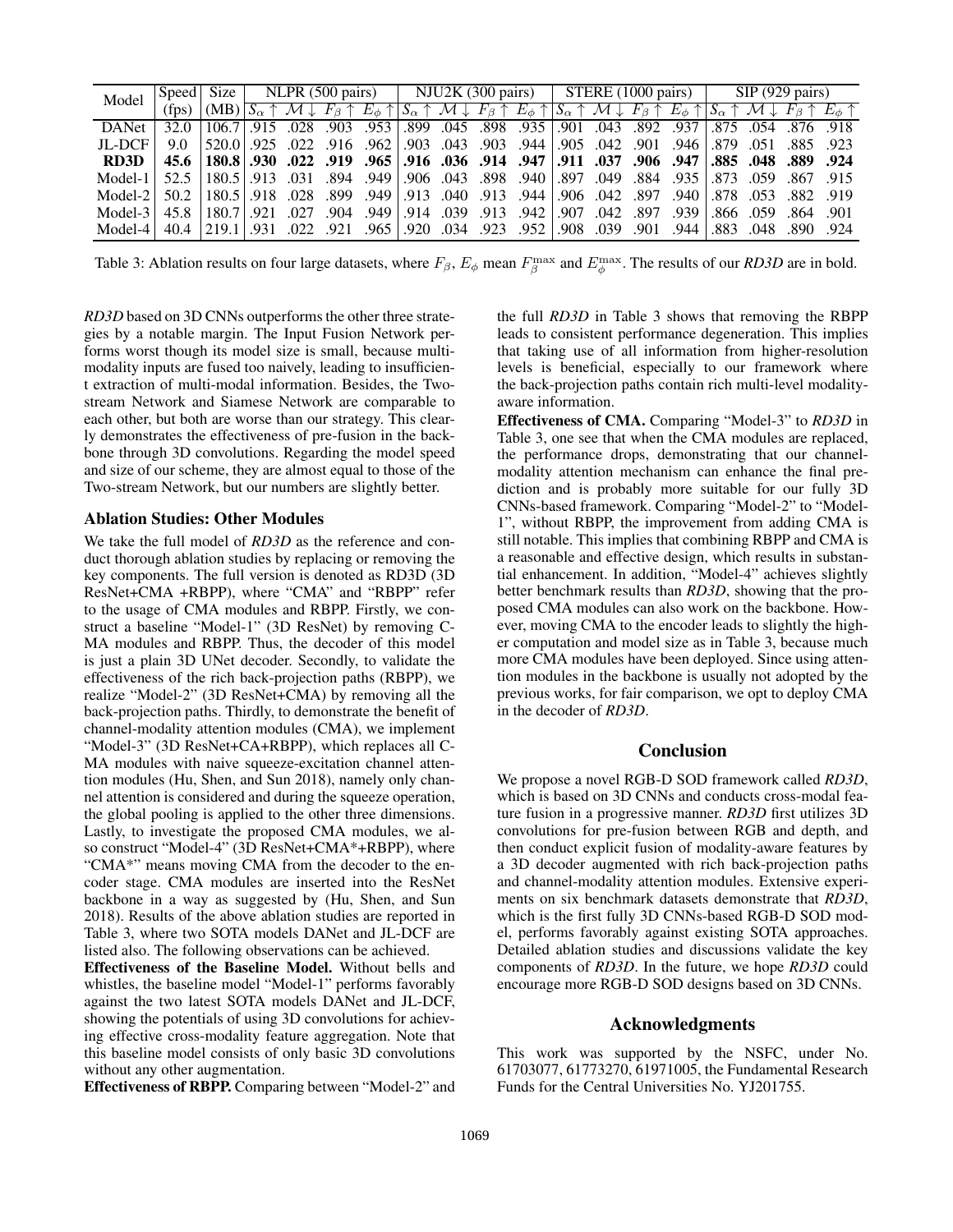| Model | Speed (fps) | Size (MB) | NLPR (500 pairs) | | | | NJU2K (300 pairs) | | | | STERE (1000 pairs) | | | | SIP (929 pairs) | | | |
|---|---|---|---|---|---|---|---|---|---|---|---|---|---|---|---|---|---|---|
| | | | $S_\alpha \uparrow$ | $\mathcal{M} \downarrow$ | $F_\beta \uparrow$ | $E_\phi \uparrow$ | $S_\alpha \uparrow$ | $\mathcal{M} \downarrow$ | $F_\beta \uparrow$ | $E_\phi \uparrow$ | $S_\alpha \uparrow$ | $\mathcal{M} \downarrow$ | $F_\beta \uparrow$ | $E_\phi \uparrow$ | $S_\alpha \uparrow$ | $\mathcal{M} \downarrow$ | $F_\beta \uparrow$ | $E_\phi \uparrow$ |
| DANet | 32.0 | 106.7 | .915 | .028 | .903 | .953 | .899 | .045 | .898 | .935 | .901 | .043 | .892 | .937 | .875 | .054 | .876 | .918 |
| JL-DCF | 9.0 | 520.0 | .925 | .022 | .916 | .962 | .903 | .043 | .903 | .944 | .905 | .042 | .901 | .946 | .879 | .051 | .885 | .923 |
| **RD3D** | **45.6** | **180.8** | **.930** | **.022** | **.919** | **.965** | **.916** | **.036** | **.914** | **.947** | **.911** | **.037** | **.906** | **.947** | **.885** | **.048** | **.889** | **.924** |
| Model-1 | 52.5 | 180.5 | .913 | .031 | .894 | .949 | .906 | .043 | .898 | .940 | .897 | .049 | .884 | .935 | .873 | .059 | .867 | .915 |
| Model-2 | 50.2 | 180.5 | .918 | .028 | .899 | .949 | .913 | .040 | .913 | .944 | .906 | .042 | .897 | .940 | .878 | .053 | .882 | .919 |
| Model-3 | 45.8 | 180.7 | .921 | .027 | .904 | .949 | .914 | .039 | .913 | .942 | .907 | .042 | .897 | .939 | .866 | .059 | .864 | .901 |
| Model-4 | 40.4 | 219.1 | .931 | .022 | .921 | .965 | .920 | .034 | .923 | .952 | .908 | .039 | .901 | .944 | .883 | .048 | .890 | .924 |

Table 3: Ablation results on four large datasets, where $F_\beta$, $E_\phi$ mean $F_\beta^{\max}$ and $E_\phi^{\max}$. The results of our *RD3D* are in bold.

*RD3D* based on 3D CNNs outperforms the other three strategies by a notable margin. The Input Fusion Network performs worst though its model size is small, because multi-modality inputs are fused too naively, leading to insufficient extraction of multi-modal information. Besides, the Two-stream Network and Siamese Network are comparable to each other, but both are worse than our strategy. This clearly demonstrates the effectiveness of pre-fusion in the backbone through 3D convolutions. Regarding the model speed and size of our scheme, they are almost equal to those of the Two-stream Network, but our numbers are slightly better.

### Ablation Studies: Other Modules

We take the full model of *RD3D* as the reference and conduct thorough ablation studies by replacing or removing the key components. The full version is denoted as RD3D (3D ResNet+CMA +RBPP), where "CMA" and "RBPP" refer to the usage of CMA modules and RBPP. Firstly, we construct a baseline "Model-1" (3D ResNet) by removing CMA modules and RBPP. Thus, the decoder of this model is just a plain 3D UNet decoder. Secondly, to validate the effectiveness of the rich back-projection paths (RBPP), we realize "Model-2" (3D ResNet+CMA) by removing all the back-projection paths. Thirdly, to demonstrate the benefit of channel-modality attention modules (CMA), we implement "Model-3" (3D ResNet+CA+RBPP), which replaces all CMA modules with naive squeeze-excitation channel attention modules (Hu, Shen, and Sun 2018), namely only channel attention is considered and during the squeeze operation, the global pooling is applied to the other three dimensions. Lastly, to investigate the proposed CMA modules, we also construct "Model-4" (3D ResNet+CMA*+RBPP), where "CMA*" means moving CMA from the decoder to the encoder stage. CMA modules are inserted into the ResNet backbone in a way as suggested by (Hu, Shen, and Sun 2018). Results of the above ablation studies are reported in Table 3, where two SOTA models DANet and JL-DCF are listed also. The following observations can be achieved.

**Effectiveness of the Baseline Model.** Without bells and whistles, the baseline model "Model-1" performs favorably against the two latest SOTA models DANet and JL-DCF, showing the potentials of using 3D convolutions for achieving effective cross-modality feature aggregation. Note that this baseline model consists of only basic 3D convolutions without any other augmentation.

**Effectiveness of RBPP.** Comparing between "Model-2" and the full *RD3D* in Table 3 shows that removing the RBPP leads to consistent performance degeneration. This implies that taking use of all information from higher-resolution levels is beneficial, especially to our framework where the back-projection paths contain rich multi-level modality-aware information.

**Effectiveness of CMA.** Comparing "Model-3" to *RD3D* in Table 3, one see that when the CMA modules are replaced, the performance drops, demonstrating that our channel-modality attention mechanism can enhance the final prediction and is probably more suitable for our fully 3D CNNs-based framework. Comparing "Model-2" to "Model-1", without RBPP, the improvement from adding CMA is still notable. This implies that combining RBPP and CMA is a reasonable and effective design, which results in substantial enhancement. In addition, "Model-4" achieves slightly better benchmark results than *RD3D*, showing that the proposed CMA modules can also work on the backbone. However, moving CMA to the encoder leads to slightly the higher computation and model size as in Table 3, because much more CMA modules have been deployed. Since using attention modules in the backbone is usually not adopted by the previous works, for fair comparison, we opt to deploy CMA in the decoder of *RD3D*.

## Conclusion

We propose a novel RGB-D SOD framework called *RD3D*, which is based on 3D CNNs and conducts cross-modal feature fusion in a progressive manner. *RD3D* first utilizes 3D convolutions for pre-fusion between RGB and depth, and then conduct explicit fusion of modality-aware features by a 3D decoder augmented with rich back-projection paths and channel-modality attention modules. Extensive experiments on six benchmark datasets demonstrate that *RD3D*, which is the first fully 3D CNNs-based RGB-D SOD model, performs favorably against existing SOTA approaches. Detailed ablation studies and discussions validate the key components of *RD3D*. In the future, we hope *RD3D* could encourage more RGB-D SOD designs based on 3D CNNs.

## Acknowledgments

This work was supported by the NSFC, under No. 61703077, 61773270, 61971005, the Fundamental Research Funds for the Central Universities No. YJ201755.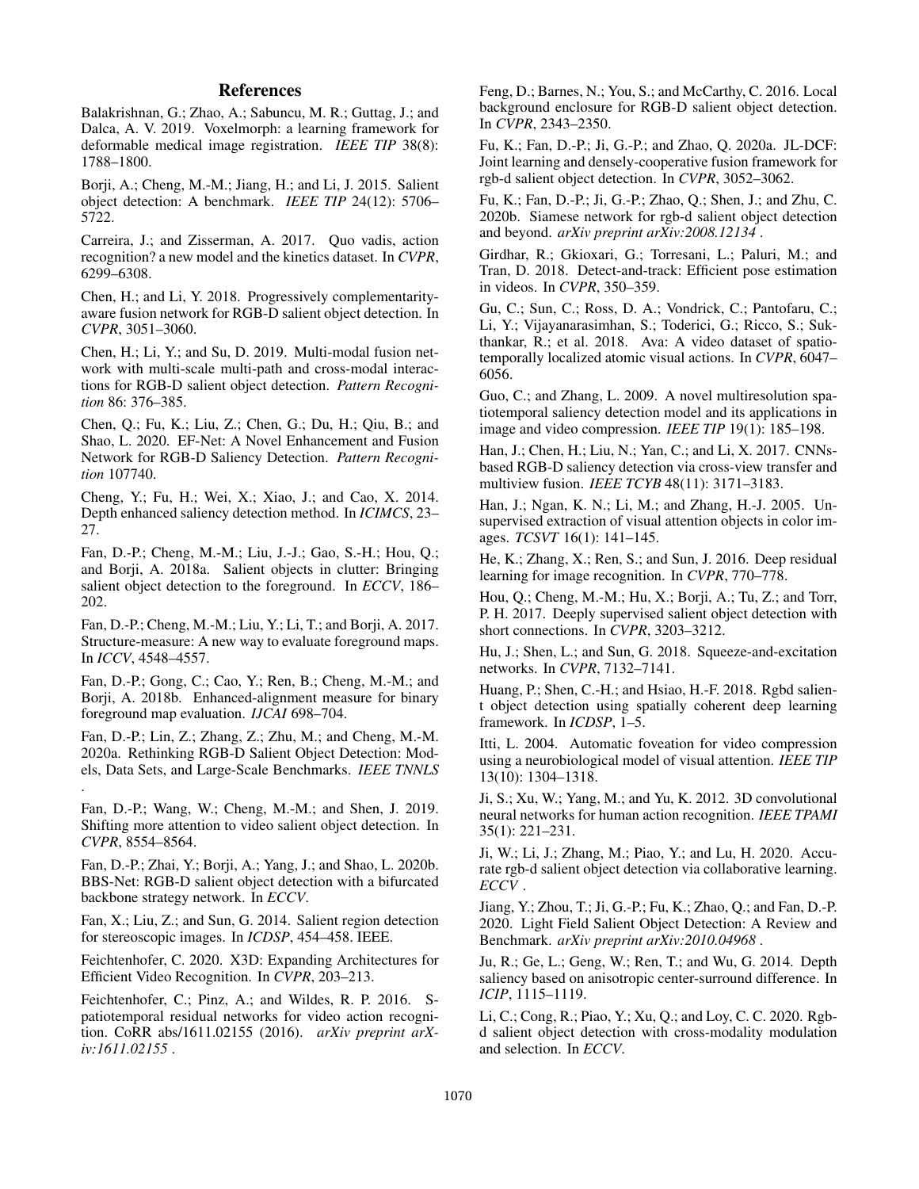# References

Balakrishnan, G.; Zhao, A.; Sabuncu, M. R.; Guttag, J.; and Dalca, A. V. 2019. Voxelmorph: a learning framework for deformable medical image registration. *IEEE TIP* 38(8): 1788–1800.

Borji, A.; Cheng, M.-M.; Jiang, H.; and Li, J. 2015. Salient object detection: A benchmark. *IEEE TIP* 24(12): 5706–5722.

Carreira, J.; and Zisserman, A. 2017. Quo vadis, action recognition? a new model and the kinetics dataset. In *CVPR*, 6299–6308.

Chen, H.; and Li, Y. 2018. Progressively complementarity-aware fusion network for RGB-D salient object detection. In *CVPR*, 3051–3060.

Chen, H.; Li, Y.; and Su, D. 2019. Multi-modal fusion network with multi-scale multi-path and cross-modal interactions for RGB-D salient object detection. *Pattern Recognition* 86: 376–385.

Chen, Q.; Fu, K.; Liu, Z.; Chen, G.; Du, H.; Qiu, B.; and Shao, L. 2020. EF-Net: A Novel Enhancement and Fusion Network for RGB-D Saliency Detection. *Pattern Recognition* 107740.

Cheng, Y.; Fu, H.; Wei, X.; Xiao, J.; and Cao, X. 2014. Depth enhanced saliency detection method. In *ICIMCS*, 23–27.

Fan, D.-P.; Cheng, M.-M.; Liu, J.-J.; Gao, S.-H.; Hou, Q.; and Borji, A. 2018a. Salient objects in clutter: Bringing salient object detection to the foreground. In *ECCV*, 186–202.

Fan, D.-P.; Cheng, M.-M.; Liu, Y.; Li, T.; and Borji, A. 2017. Structure-measure: A new way to evaluate foreground maps. In *ICCV*, 4548–4557.

Fan, D.-P.; Gong, C.; Cao, Y.; Ren, B.; Cheng, M.-M.; and Borji, A. 2018b. Enhanced-alignment measure for binary foreground map evaluation. *IJCAI* 698–704.

Fan, D.-P.; Lin, Z.; Zhang, Z.; Zhu, M.; and Cheng, M.-M. 2020a. Rethinking RGB-D Salient Object Detection: Models, Data Sets, and Large-Scale Benchmarks. *IEEE TNNLS* .

Fan, D.-P.; Wang, W.; Cheng, M.-M.; and Shen, J. 2019. Shifting more attention to video salient object detection. In *CVPR*, 8554–8564.

Fan, D.-P.; Zhai, Y.; Borji, A.; Yang, J.; and Shao, L. 2020b. BBS-Net: RGB-D salient object detection with a bifurcated backbone strategy network. In *ECCV*.

Fan, X.; Liu, Z.; and Sun, G. 2014. Salient region detection for stereoscopic images. In *ICDSP*, 454–458. IEEE.

Feichtenhofer, C. 2020. X3D: Expanding Architectures for Efficient Video Recognition. In *CVPR*, 203–213.

Feichtenhofer, C.; Pinz, A.; and Wildes, R. P. 2016. Spatiotemporal residual networks for video action recognition. CoRR abs/1611.02155 (2016). *arXiv preprint arXiv:1611.02155* .

Feng, D.; Barnes, N.; You, S.; and McCarthy, C. 2016. Local background enclosure for RGB-D salient object detection. In *CVPR*, 2343–2350.

Fu, K.; Fan, D.-P.; Ji, G.-P.; and Zhao, Q. 2020a. JL-DCF: Joint learning and densely-cooperative fusion framework for rgb-d salient object detection. In *CVPR*, 3052–3062.

Fu, K.; Fan, D.-P.; Ji, G.-P.; Zhao, Q.; Shen, J.; and Zhu, C. 2020b. Siamese network for rgb-d salient object detection and beyond. *arXiv preprint arXiv:2008.12134* .

Girdhar, R.; Gkioxari, G.; Torresani, L.; Paluri, M.; and Tran, D. 2018. Detect-and-track: Efficient pose estimation in videos. In *CVPR*, 350–359.

Gu, C.; Sun, C.; Ross, D. A.; Vondrick, C.; Pantofaru, C.; Li, Y.; Vijayanarasimhan, S.; Toderici, G.; Ricco, S.; Sukthankar, R.; et al. 2018. Ava: A video dataset of spatio-temporally localized atomic visual actions. In *CVPR*, 6047–6056.

Guo, C.; and Zhang, L. 2009. A novel multiresolution spatiotemporal saliency detection model and its applications in image and video compression. *IEEE TIP* 19(1): 185–198.

Han, J.; Chen, H.; Liu, N.; Yan, C.; and Li, X. 2017. CNNs-based RGB-D saliency detection via cross-view transfer and multiview fusion. *IEEE TCYB* 48(11): 3171–3183.

Han, J.; Ngan, K. N.; Li, M.; and Zhang, H.-J. 2005. Unsupervised extraction of visual attention objects in color images. *TCSVT* 16(1): 141–145.

He, K.; Zhang, X.; Ren, S.; and Sun, J. 2016. Deep residual learning for image recognition. In *CVPR*, 770–778.

Hou, Q.; Cheng, M.-M.; Hu, X.; Borji, A.; Tu, Z.; and Torr, P. H. 2017. Deeply supervised salient object detection with short connections. In *CVPR*, 3203–3212.

Hu, J.; Shen, L.; and Sun, G. 2018. Squeeze-and-excitation networks. In *CVPR*, 7132–7141.

Huang, P.; Shen, C.-H.; and Hsiao, H.-F. 2018. Rgbd salient object detection using spatially coherent deep learning framework. In *ICDSP*, 1–5.

Itti, L. 2004. Automatic foveation for video compression using a neurobiological model of visual attention. *IEEE TIP* 13(10): 1304–1318.

Ji, S.; Xu, W.; Yang, M.; and Yu, K. 2012. 3D convolutional neural networks for human action recognition. *IEEE TPAMI* 35(1): 221–231.

Ji, W.; Li, J.; Zhang, M.; Piao, Y.; and Lu, H. 2020. Accurate rgb-d salient object detection via collaborative learning. *ECCV* .

Jiang, Y.; Zhou, T.; Ji, G.-P.; Fu, K.; Zhao, Q.; and Fan, D.-P. 2020. Light Field Salient Object Detection: A Review and Benchmark. *arXiv preprint arXiv:2010.04968* .

Ju, R.; Ge, L.; Geng, W.; Ren, T.; and Wu, G. 2014. Depth saliency based on anisotropic center-surround difference. In *ICIP*, 1115–1119.

Li, C.; Cong, R.; Piao, Y.; Xu, Q.; and Loy, C. C. 2020. Rgb-d salient object detection with cross-modality modulation and selection. In *ECCV*.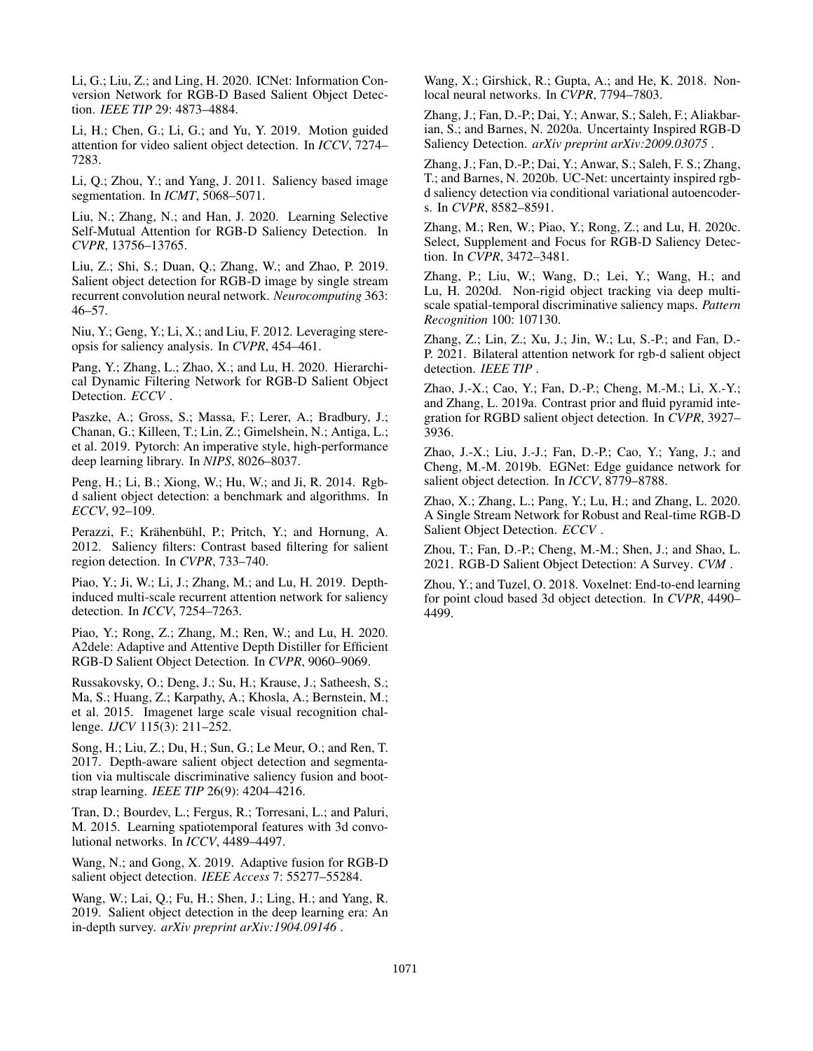Li, G.; Liu, Z.; and Ling, H. 2020. ICNet: Information Conversion Network for RGB-D Based Salient Object Detection. *IEEE TIP* 29: 4873–4884.

Li, H.; Chen, G.; Li, G.; and Yu, Y. 2019. Motion guided attention for video salient object detection. In *ICCV*, 7274–7283.

Li, Q.; Zhou, Y.; and Yang, J. 2011. Saliency based image segmentation. In *ICMT*, 5068–5071.

Liu, N.; Zhang, N.; and Han, J. 2020. Learning Selective Self-Mutual Attention for RGB-D Saliency Detection. In *CVPR*, 13756–13765.

Liu, Z.; Shi, S.; Duan, Q.; Zhang, W.; and Zhao, P. 2019. Salient object detection for RGB-D image by single stream recurrent convolution neural network. *Neurocomputing* 363: 46–57.

Niu, Y.; Geng, Y.; Li, X.; and Liu, F. 2012. Leveraging stereopsis for saliency analysis. In *CVPR*, 454–461.

Pang, Y.; Zhang, L.; Zhao, X.; and Lu, H. 2020. Hierarchical Dynamic Filtering Network for RGB-D Salient Object Detection. *ECCV* .

Paszke, A.; Gross, S.; Massa, F.; Lerer, A.; Bradbury, J.; Chanan, G.; Killeen, T.; Lin, Z.; Gimelshein, N.; Antiga, L.; et al. 2019. Pytorch: An imperative style, high-performance deep learning library. In *NIPS*, 8026–8037.

Peng, H.; Li, B.; Xiong, W.; Hu, W.; and Ji, R. 2014. Rgbd salient object detection: a benchmark and algorithms. In *ECCV*, 92–109.

Perazzi, F.; Krähenbühl, P.; Pritch, Y.; and Hornung, A. 2012. Saliency filters: Contrast based filtering for salient region detection. In *CVPR*, 733–740.

Piao, Y.; Ji, W.; Li, J.; Zhang, M.; and Lu, H. 2019. Depth-induced multi-scale recurrent attention network for saliency detection. In *ICCV*, 7254–7263.

Piao, Y.; Rong, Z.; Zhang, M.; Ren, W.; and Lu, H. 2020. A2dele: Adaptive and Attentive Depth Distiller for Efficient RGB-D Salient Object Detection. In *CVPR*, 9060–9069.

Russakovsky, O.; Deng, J.; Su, H.; Krause, J.; Satheesh, S.; Ma, S.; Huang, Z.; Karpathy, A.; Khosla, A.; Bernstein, M.; et al. 2015. Imagenet large scale visual recognition challenge. *IJCV* 115(3): 211–252.

Song, H.; Liu, Z.; Du, H.; Sun, G.; Le Meur, O.; and Ren, T. 2017. Depth-aware salient object detection and segmentation via multiscale discriminative saliency fusion and bootstrap learning. *IEEE TIP* 26(9): 4204–4216.

Tran, D.; Bourdev, L.; Fergus, R.; Torresani, L.; and Paluri, M. 2015. Learning spatiotemporal features with 3d convolutional networks. In *ICCV*, 4489–4497.

Wang, N.; and Gong, X. 2019. Adaptive fusion for RGB-D salient object detection. *IEEE Access* 7: 55277–55284.

Wang, W.; Lai, Q.; Fu, H.; Shen, J.; Ling, H.; and Yang, R. 2019. Salient object detection in the deep learning era: An in-depth survey. *arXiv preprint arXiv:1904.09146* .

Wang, X.; Girshick, R.; Gupta, A.; and He, K. 2018. Non-local neural networks. In *CVPR*, 7794–7803.

Zhang, J.; Fan, D.-P.; Dai, Y.; Anwar, S.; Saleh, F.; Aliakbarian, S.; and Barnes, N. 2020a. Uncertainty Inspired RGB-D Saliency Detection. *arXiv preprint arXiv:2009.03075* .

Zhang, J.; Fan, D.-P.; Dai, Y.; Anwar, S.; Saleh, F. S.; Zhang, T.; and Barnes, N. 2020b. UC-Net: uncertainty inspired rgb-d saliency detection via conditional variational autoencoders. In *CVPR*, 8582–8591.

Zhang, M.; Ren, W.; Piao, Y.; Rong, Z.; and Lu, H. 2020c. Select, Supplement and Focus for RGB-D Saliency Detection. In *CVPR*, 3472–3481.

Zhang, P.; Liu, W.; Wang, D.; Lei, Y.; Wang, H.; and Lu, H. 2020d. Non-rigid object tracking via deep multi-scale spatial-temporal discriminative saliency maps. *Pattern Recognition* 100: 107130.

Zhang, Z.; Lin, Z.; Xu, J.; Jin, W.; Lu, S.-P.; and Fan, D.-P. 2021. Bilateral attention network for rgb-d salient object detection. *IEEE TIP* .

Zhao, J.-X.; Cao, Y.; Fan, D.-P.; Cheng, M.-M.; Li, X.-Y.; and Zhang, L. 2019a. Contrast prior and fluid pyramid integration for RGBD salient object detection. In *CVPR*, 3927–3936.

Zhao, J.-X.; Liu, J.-J.; Fan, D.-P.; Cao, Y.; Yang, J.; and Cheng, M.-M. 2019b. EGNet: Edge guidance network for salient object detection. In *ICCV*, 8779–8788.

Zhao, X.; Zhang, L.; Pang, Y.; Lu, H.; and Zhang, L. 2020. A Single Stream Network for Robust and Real-time RGB-D Salient Object Detection. *ECCV* .

Zhou, T.; Fan, D.-P.; Cheng, M.-M.; Shen, J.; and Shao, L. 2021. RGB-D Salient Object Detection: A Survey. *CVM* .

Zhou, Y.; and Tuzel, O. 2018. Voxelnet: End-to-end learning for point cloud based 3d object detection. In *CVPR*, 4490–4499.